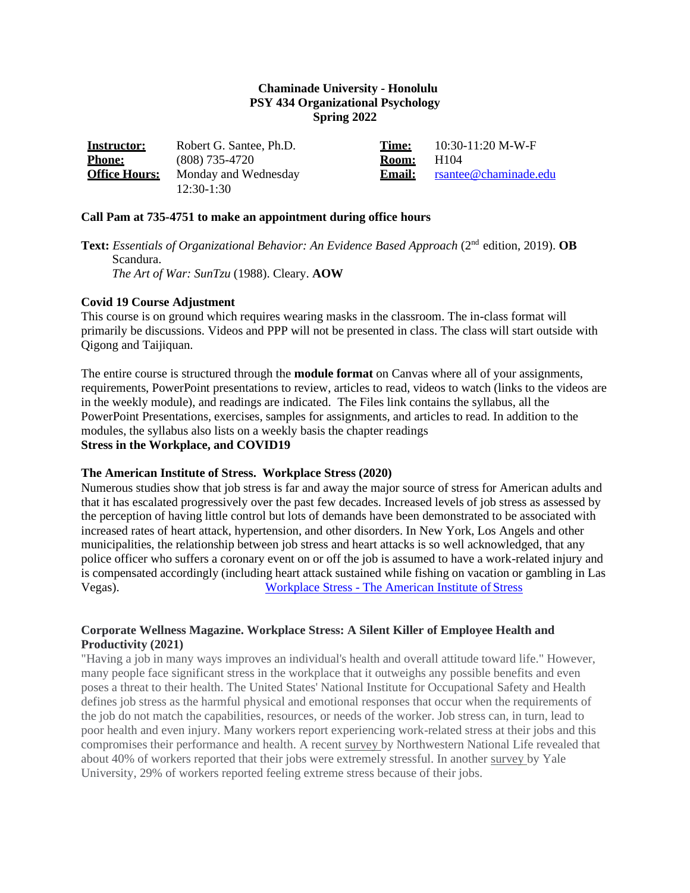**Chaminade University - Honolulu**
**PSY 434 Organizational Psychology**
**Spring 2022**

| | | | |
|---|---|---|---|
| **Instructor:** | Robert G. Santee, Ph.D. | **Time:** | 10:30-11:20 M-W-F |
| **Phone:** | (808) 735-4720 | **Room:** | H104 |
| **Office Hours:** | Monday and Wednesday 12:30-1:30 | **Email:** | rsantee@chaminade.edu |

**Call Pam at 735-4751 to make an appointment during office hours**

**Text:** *Essentials of Organizational Behavior: An Evidence Based Approach* (2nd edition, 2019). **OB** Scandura.
*The Art of War: SunTzu* (1988). Cleary. **AOW**

**Covid 19 Course Adjustment**
This course is on ground which requires wearing masks in the classroom. The in-class format will primarily be discussions. Videos and PPP will not be presented in class. The class will start outside with Qigong and Taijiquan.

The entire course is structured through the **module format** on Canvas where all of your assignments, requirements, PowerPoint presentations to review, articles to read, videos to watch (links to the videos are in the weekly module), and readings are indicated. The Files link contains the syllabus, all the PowerPoint Presentations, exercises, samples for assignments, and articles to read. In addition to the modules, the syllabus also lists on a weekly basis the chapter readings
**Stress in the Workplace, and COVID19**

**The American Institute of Stress. Workplace Stress (2020)**
Numerous studies show that job stress is far and away the major source of stress for American adults and that it has escalated progressively over the past few decades. Increased levels of job stress as assessed by the perception of having little control but lots of demands have been demonstrated to be associated with increased rates of heart attack, hypertension, and other disorders. In New York, Los Angels and other municipalities, the relationship between job stress and heart attacks is so well acknowledged, that any police officer who suffers a coronary event on or off the job is assumed to have a work-related injury and is compensated accordingly (including heart attack sustained while fishing on vacation or gambling in Las Vegas). Workplace Stress - The American Institute of Stress

**Corporate Wellness Magazine. Workplace Stress: A Silent Killer of Employee Health and Productivity (2021)**
"Having a job in many ways improves an individual's health and overall attitude toward life." However, many people face significant stress in the workplace that it outweighs any possible benefits and even poses a threat to their health. The United States' National Institute for Occupational Safety and Health defines job stress as the harmful physical and emotional responses that occur when the requirements of the job do not match the capabilities, resources, or needs of the worker. Job stress can, in turn, lead to poor health and even injury. Many workers report experiencing work-related stress at their jobs and this compromises their performance and health. A recent survey by Northwestern National Life revealed that about 40% of workers reported that their jobs were extremely stressful. In another survey by Yale University, 29% of workers reported feeling extreme stress because of their jobs.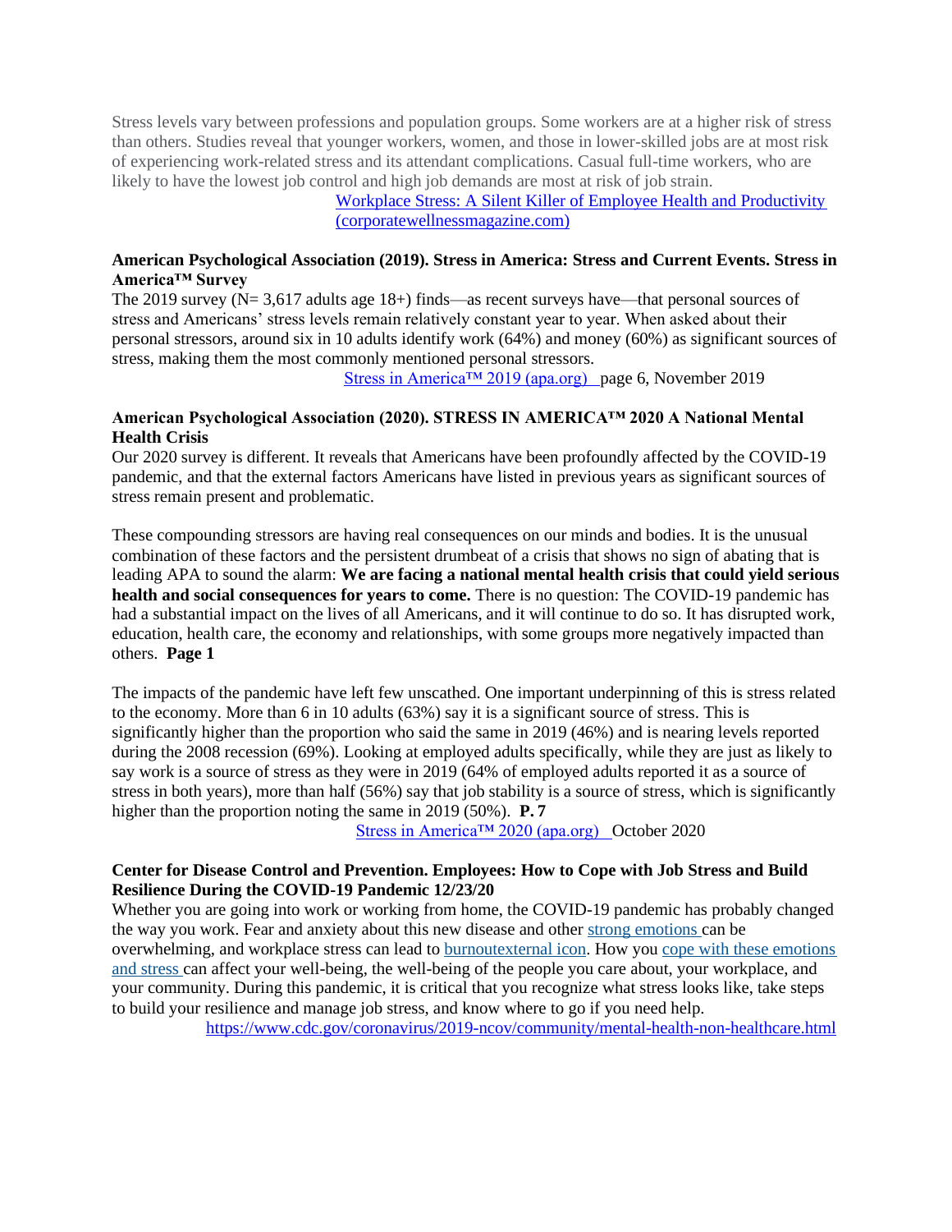Stress levels vary between professions and population groups. Some workers are at a higher risk of stress than others. Studies reveal that younger workers, women, and those in lower-skilled jobs are at most risk of experiencing work-related stress and its attendant complications. Casual full-time workers, who are likely to have the lowest job control and high job demands are most at risk of job strain.

Workplace Stress: A Silent Killer of Employee Health and Productivity (corporatewellnessmagazine.com)

**American Psychological Association (2019). Stress in America: Stress and Current Events. Stress in America™ Survey**

The 2019 survey (N= 3,617 adults age 18+) finds—as recent surveys have—that personal sources of stress and Americans' stress levels remain relatively constant year to year. When asked about their personal stressors, around six in 10 adults identify work (64%) and money (60%) as significant sources of stress, making them the most commonly mentioned personal stressors.

Stress in America™ 2019 (apa.org) page 6, November 2019

**American Psychological Association (2020). STRESS IN AMERICA™ 2020 A National Mental Health Crisis**

Our 2020 survey is different. It reveals that Americans have been profoundly affected by the COVID-19 pandemic, and that the external factors Americans have listed in previous years as significant sources of stress remain present and problematic.

These compounding stressors are having real consequences on our minds and bodies. It is the unusual combination of these factors and the persistent drumbeat of a crisis that shows no sign of abating that is leading APA to sound the alarm: **We are facing a national mental health crisis that could yield serious health and social consequences for years to come.** There is no question: The COVID-19 pandemic has had a substantial impact on the lives of all Americans, and it will continue to do so. It has disrupted work, education, health care, the economy and relationships, with some groups more negatively impacted than others. **Page 1**

The impacts of the pandemic have left few unscathed. One important underpinning of this is stress related to the economy. More than 6 in 10 adults (63%) say it is a significant source of stress. This is significantly higher than the proportion who said the same in 2019 (46%) and is nearing levels reported during the 2008 recession (69%). Looking at employed adults specifically, while they are just as likely to say work is a source of stress as they were in 2019 (64% of employed adults reported it as a source of stress in both years), more than half (56%) say that job stability is a source of stress, which is significantly higher than the proportion noting the same in 2019 (50%). **P. 7**

Stress in America™ 2020 (apa.org) October 2020

**Center for Disease Control and Prevention. Employees: How to Cope with Job Stress and Build Resilience During the COVID-19 Pandemic 12/23/20**

Whether you are going into work or working from home, the COVID-19 pandemic has probably changed the way you work. Fear and anxiety about this new disease and other strong emotions can be overwhelming, and workplace stress can lead to burnoutexternal icon. How you cope with these emotions and stress can affect your well-being, the well-being of the people you care about, your workplace, and your community. During this pandemic, it is critical that you recognize what stress looks like, take steps to build your resilience and manage job stress, and know where to go if you need help.

https://www.cdc.gov/coronavirus/2019-ncov/community/mental-health-non-healthcare.html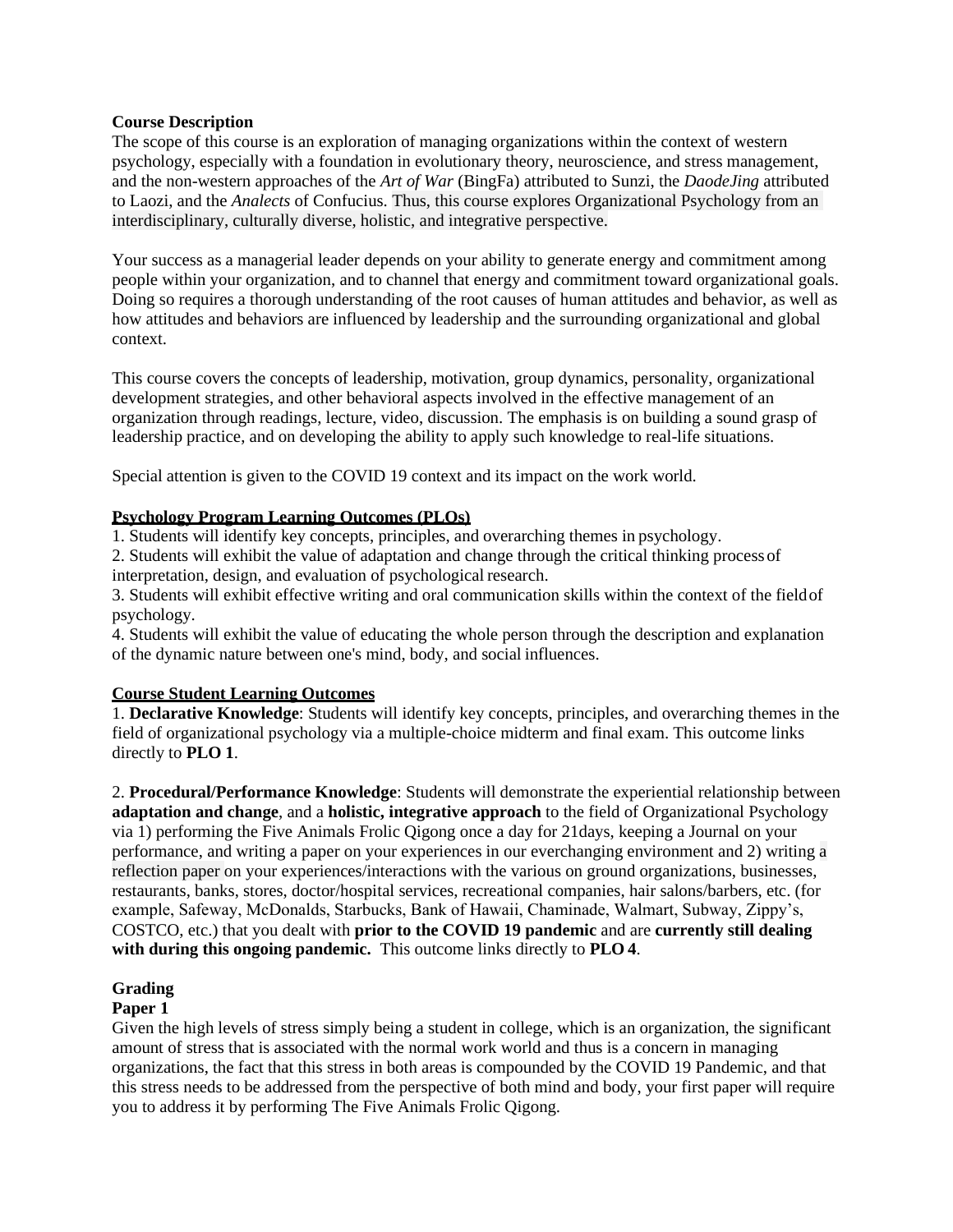**Course Description**

The scope of this course is an exploration of managing organizations within the context of western psychology, especially with a foundation in evolutionary theory, neuroscience, and stress management, and the non-western approaches of the *Art of War* (BingFa) attributed to Sunzi, the *DaodeJing* attributed to Laozi, and the *Analects* of Confucius. Thus, this course explores Organizational Psychology from an interdisciplinary, culturally diverse, holistic, and integrative perspective.

Your success as a managerial leader depends on your ability to generate energy and commitment among people within your organization, and to channel that energy and commitment toward organizational goals. Doing so requires a thorough understanding of the root causes of human attitudes and behavior, as well as how attitudes and behaviors are influenced by leadership and the surrounding organizational and global context.

This course covers the concepts of leadership, motivation, group dynamics, personality, organizational development strategies, and other behavioral aspects involved in the effective management of an organization through readings, lecture, video, discussion. The emphasis is on building a sound grasp of leadership practice, and on developing the ability to apply such knowledge to real-life situations.

Special attention is given to the COVID 19 context and its impact on the work world.

**Psychology Program Learning Outcomes (PLOs)**

1. Students will identify key concepts, principles, and overarching themes in psychology.
2. Students will exhibit the value of adaptation and change through the critical thinking process of interpretation, design, and evaluation of psychological research.
3. Students will exhibit effective writing and oral communication skills within the context of the field of psychology.
4. Students will exhibit the value of educating the whole person through the description and explanation of the dynamic nature between one's mind, body, and social influences.

**Course Student Learning Outcomes**

1. **Declarative Knowledge**: Students will identify key concepts, principles, and overarching themes in the field of organizational psychology via a multiple-choice midterm and final exam. This outcome links directly to **PLO 1**.

2. **Procedural/Performance Knowledge**: Students will demonstrate the experiential relationship between **adaptation and change**, and a **holistic, integrative approach** to the field of Organizational Psychology via 1) performing the Five Animals Frolic Qigong once a day for 21days, keeping a Journal on your performance, and writing a paper on your experiences in our everchanging environment and 2) writing a reflection paper on your experiences/interactions with the various on ground organizations, businesses, restaurants, banks, stores, doctor/hospital services, recreational companies, hair salons/barbers, etc. (for example, Safeway, McDonalds, Starbucks, Bank of Hawaii, Chaminade, Walmart, Subway, Zippy's, COSTCO, etc.) that you dealt with **prior to the COVID 19 pandemic** and are **currently still dealing with during this ongoing pandemic.** This outcome links directly to **PLO 4**.

**Grading**

**Paper 1**

Given the high levels of stress simply being a student in college, which is an organization, the significant amount of stress that is associated with the normal work world and thus is a concern in managing organizations, the fact that this stress in both areas is compounded by the COVID 19 Pandemic, and that this stress needs to be addressed from the perspective of both mind and body, your first paper will require you to address it by performing The Five Animals Frolic Qigong.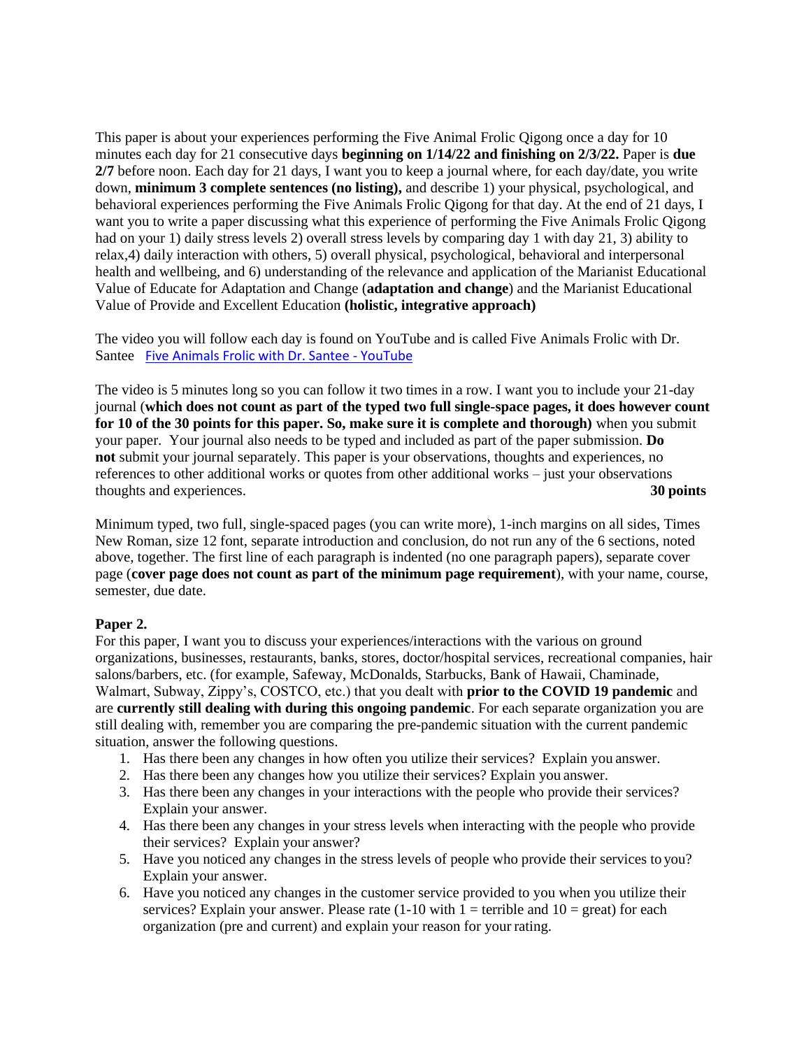This paper is about your experiences performing the Five Animal Frolic Qigong once a day for 10 minutes each day for 21 consecutive days **beginning on 1/14/22 and finishing on 2/3/22.** Paper is **due 2/7** before noon. Each day for 21 days, I want you to keep a journal where, for each day/date, you write down, **minimum 3 complete sentences (no listing),** and describe 1) your physical, psychological, and behavioral experiences performing the Five Animals Frolic Qigong for that day. At the end of 21 days, I want you to write a paper discussing what this experience of performing the Five Animals Frolic Qigong had on your 1) daily stress levels 2) overall stress levels by comparing day 1 with day 21, 3) ability to relax,4) daily interaction with others, 5) overall physical, psychological, behavioral and interpersonal health and wellbeing, and 6) understanding of the relevance and application of the Marianist Educational Value of Educate for Adaptation and Change (**adaptation and change**) and the Marianist Educational Value of Provide and Excellent Education **(holistic, integrative approach)**

The video you will follow each day is found on YouTube and is called Five Animals Frolic with Dr. Santee [Five Animals Frolic with Dr. Santee - YouTube]

The video is 5 minutes long so you can follow it two times in a row. I want you to include your 21-day journal (**which does not count as part of the typed two full single-space pages, it does however count for 10 of the 30 points for this paper. So, make sure it is complete and thorough)** when you submit your paper. Your journal also needs to be typed and included as part of the paper submission. **Do not** submit your journal separately. This paper is your observations, thoughts and experiences, no references to other additional works or quotes from other additional works – just your observations thoughts and experiences. **30 points**

Minimum typed, two full, single-spaced pages (you can write more), 1-inch margins on all sides, Times New Roman, size 12 font, separate introduction and conclusion, do not run any of the 6 sections, noted above, together. The first line of each paragraph is indented (no one paragraph papers), separate cover page (**cover page does not count as part of the minimum page requirement**), with your name, course, semester, due date.

**Paper 2.**

For this paper, I want you to discuss your experiences/interactions with the various on ground organizations, businesses, restaurants, banks, stores, doctor/hospital services, recreational companies, hair salons/barbers, etc. (for example, Safeway, McDonalds, Starbucks, Bank of Hawaii, Chaminade, Walmart, Subway, Zippy's, COSTCO, etc.) that you dealt with **prior to the COVID 19 pandemic** and are **currently still dealing with during this ongoing pandemic**. For each separate organization you are still dealing with, remember you are comparing the pre-pandemic situation with the current pandemic situation, answer the following questions.

1. Has there been any changes in how often you utilize their services? Explain you answer.
2. Has there been any changes how you utilize their services? Explain you answer.
3. Has there been any changes in your interactions with the people who provide their services? Explain your answer.
4. Has there been any changes in your stress levels when interacting with the people who provide their services? Explain your answer?
5. Have you noticed any changes in the stress levels of people who provide their services to you? Explain your answer.
6. Have you noticed any changes in the customer service provided to you when you utilize their services? Explain your answer. Please rate (1-10 with 1 = terrible and 10 = great) for each organization (pre and current) and explain your reason for your rating.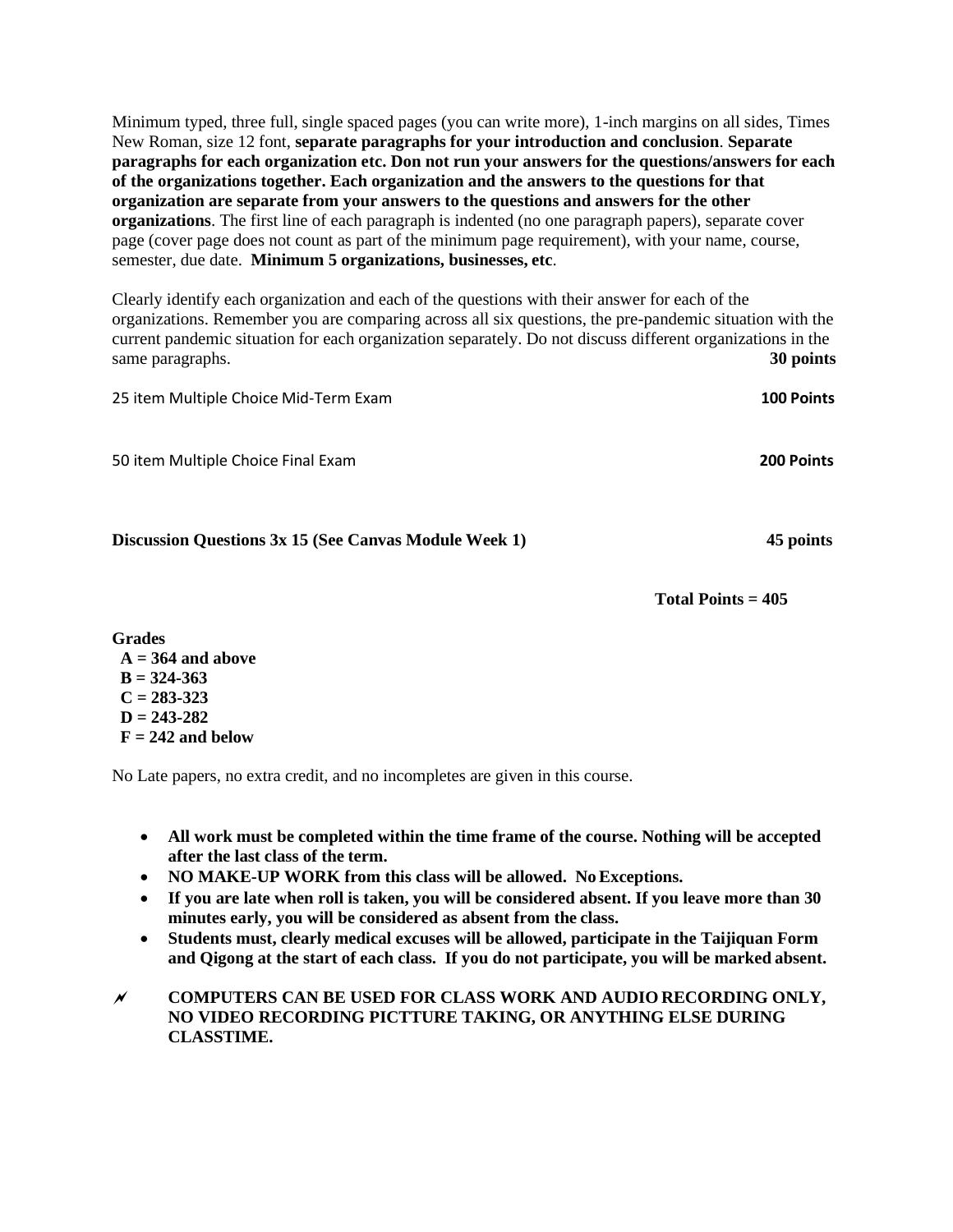Minimum typed, three full, single spaced pages (you can write more), 1-inch margins on all sides, Times New Roman, size 12 font, **separate paragraphs for your introduction and conclusion**. **Separate paragraphs for each organization etc. Don not run your answers for the questions/answers for each of the organizations together. Each organization and the answers to the questions for that organization are separate from your answers to the questions and answers for the other organizations**. The first line of each paragraph is indented (no one paragraph papers), separate cover page (cover page does not count as part of the minimum page requirement), with your name, course, semester, due date. **Minimum 5 organizations, businesses, etc**.

Clearly identify each organization and each of the questions with their answer for each of the organizations. Remember you are comparing across all six questions, the pre-pandemic situation with the current pandemic situation for each organization separately. Do not discuss different organizations in the same paragraphs. **30 points**

25 item Multiple Choice Mid-Term Exam **100 Points**

50 item Multiple Choice Final Exam **200 Points**

**Discussion Questions 3x 15 (See Canvas Module Week 1) 45 points**

**Total Points = 405**

**Grades**
**A = 364 and above**
**B = 324-363**
**C = 283-323**
**D = 243-282**
**F = 242 and below**

No Late papers, no extra credit, and no incompletes are given in this course.

- **All work must be completed within the time frame of the course. Nothing will be accepted after the last class of the term.**
- **NO MAKE-UP WORK from this class will be allowed. No Exceptions.**
- **If you are late when roll is taken, you will be considered absent. If you leave more than 30 minutes early, you will be considered as absent from the class.**
- **Students must, clearly medical excuses will be allowed, participate in the Taijiquan Form and Qigong at the start of each class. If you do not participate, you will be marked absent.**

- **COMPUTERS CAN BE USED FOR CLASS WORK AND AUDIO RECORDING ONLY, NO VIDEO RECORDING PICTTURE TAKING, OR ANYTHING ELSE DURING CLASSTIME.**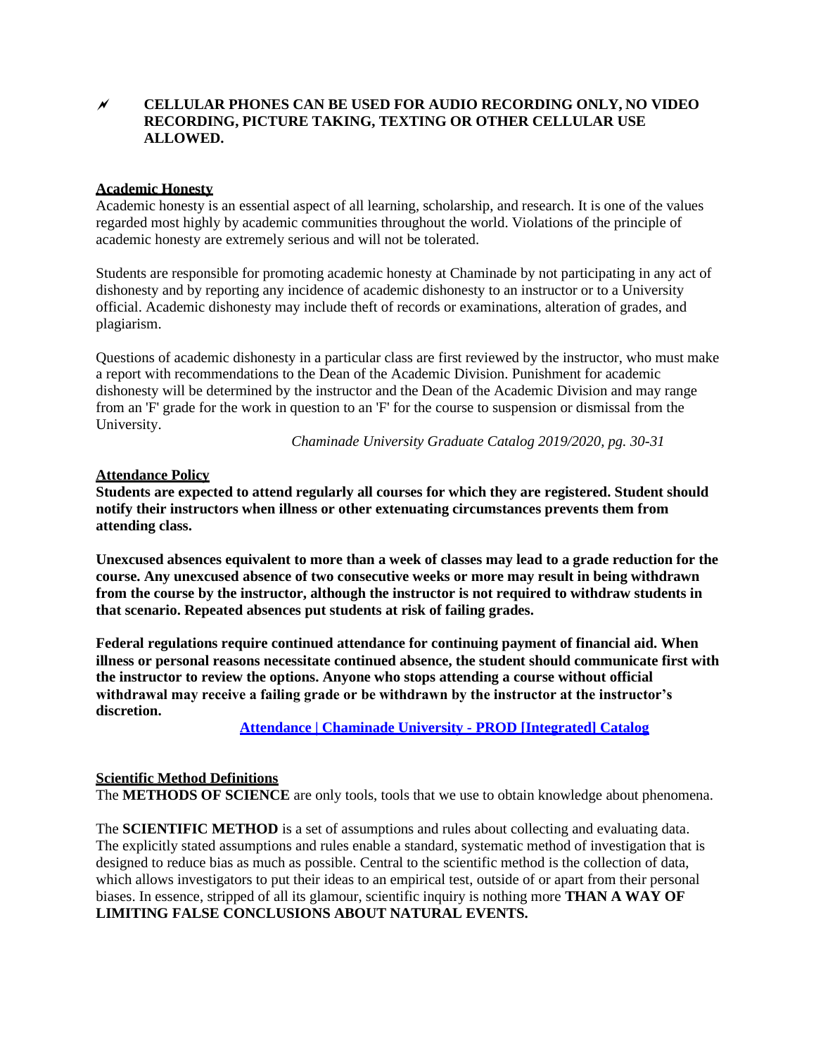- **CELLULAR PHONES CAN BE USED FOR AUDIO RECORDING ONLY, NO VIDEO RECORDING, PICTURE TAKING, TEXTING OR OTHER CELLULAR USE ALLOWED.**

## Academic Honesty

Academic honesty is an essential aspect of all learning, scholarship, and research. It is one of the values regarded most highly by academic communities throughout the world. Violations of the principle of academic honesty are extremely serious and will not be tolerated.

Students are responsible for promoting academic honesty at Chaminade by not participating in any act of dishonesty and by reporting any incidence of academic dishonesty to an instructor or to a University official. Academic dishonesty may include theft of records or examinations, alteration of grades, and plagiarism.

Questions of academic dishonesty in a particular class are first reviewed by the instructor, who must make a report with recommendations to the Dean of the Academic Division. Punishment for academic dishonesty will be determined by the instructor and the Dean of the Academic Division and may range from an 'F' grade for the work in question to an 'F' for the course to suspension or dismissal from the University.

*Chaminade University Graduate Catalog 2019/2020, pg. 30-31*

## Attendance Policy

**Students are expected to attend regularly all courses for which they are registered. Student should notify their instructors when illness or other extenuating circumstances prevents them from attending class.**

**Unexcused absences equivalent to more than a week of classes may lead to a grade reduction for the course. Any unexcused absence of two consecutive weeks or more may result in being withdrawn from the course by the instructor, although the instructor is not required to withdraw students in that scenario. Repeated absences put students at risk of failing grades.**

**Federal regulations require continued attendance for continuing payment of financial aid. When illness or personal reasons necessitate continued absence, the student should communicate first with the instructor to review the options. Anyone who stops attending a course without official withdrawal may receive a failing grade or be withdrawn by the instructor at the instructor's discretion.**

**Attendance | Chaminade University - PROD [Integrated] Catalog**

## Scientific Method Definitions

The **METHODS OF SCIENCE** are only tools, tools that we use to obtain knowledge about phenomena.

The **SCIENTIFIC METHOD** is a set of assumptions and rules about collecting and evaluating data. The explicitly stated assumptions and rules enable a standard, systematic method of investigation that is designed to reduce bias as much as possible. Central to the scientific method is the collection of data, which allows investigators to put their ideas to an empirical test, outside of or apart from their personal biases. In essence, stripped of all its glamour, scientific inquiry is nothing more **THAN A WAY OF LIMITING FALSE CONCLUSIONS ABOUT NATURAL EVENTS.**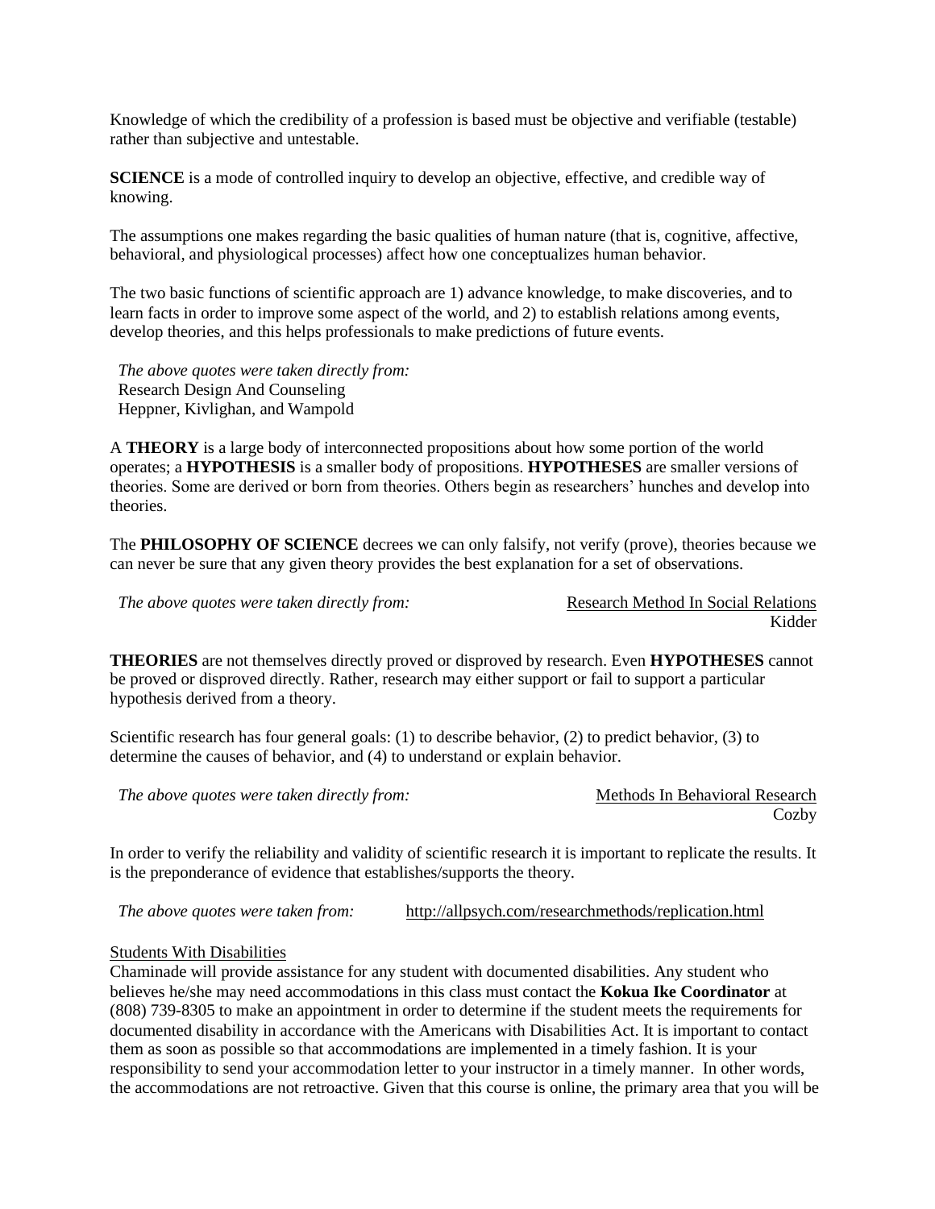Knowledge of which the credibility of a profession is based must be objective and verifiable (testable) rather than subjective and untestable.

**SCIENCE** is a mode of controlled inquiry to develop an objective, effective, and credible way of knowing.

The assumptions one makes regarding the basic qualities of human nature (that is, cognitive, affective, behavioral, and physiological processes) affect how one conceptualizes human behavior.

The two basic functions of scientific approach are 1) advance knowledge, to make discoveries, and to learn facts in order to improve some aspect of the world, and 2) to establish relations among events, develop theories, and this helps professionals to make predictions of future events.

*The above quotes were taken directly from:*
Research Design And Counseling
Heppner, Kivlighan, and Wampold

A **THEORY** is a large body of interconnected propositions about how some portion of the world operates; a **HYPOTHESIS** is a smaller body of propositions. **HYPOTHESES** are smaller versions of theories. Some are derived or born from theories. Others begin as researchers' hunches and develop into theories.

The **PHILOSOPHY OF SCIENCE** decrees we can only falsify, not verify (prove), theories because we can never be sure that any given theory provides the best explanation for a set of observations.

*The above quotes were taken directly from:* Research Method In Social Relations
Kidder

**THEORIES** are not themselves directly proved or disproved by research. Even **HYPOTHESES** cannot be proved or disproved directly. Rather, research may either support or fail to support a particular hypothesis derived from a theory.

Scientific research has four general goals: (1) to describe behavior, (2) to predict behavior, (3) to determine the causes of behavior, and (4) to understand or explain behavior.

*The above quotes were taken directly from:* Methods In Behavioral Research
Cozby

In order to verify the reliability and validity of scientific research it is important to replicate the results. It is the preponderance of evidence that establishes/supports the theory.

*The above quotes were taken from:* http://allpsych.com/researchmethods/replication.html

Students With Disabilities

Chaminade will provide assistance for any student with documented disabilities. Any student who believes he/she may need accommodations in this class must contact the **Kokua Ike Coordinator** at (808) 739-8305 to make an appointment in order to determine if the student meets the requirements for documented disability in accordance with the Americans with Disabilities Act. It is important to contact them as soon as possible so that accommodations are implemented in a timely fashion. It is your responsibility to send your accommodation letter to your instructor in a timely manner. In other words, the accommodations are not retroactive. Given that this course is online, the primary area that you will be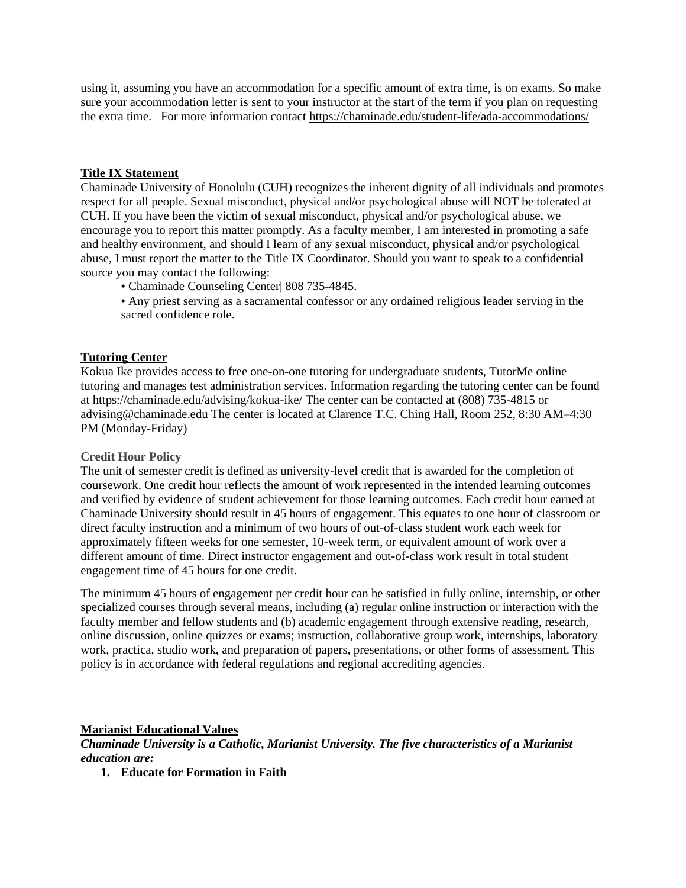using it, assuming you have an accommodation for a specific amount of extra time, is on exams. So make sure your accommodation letter is sent to your instructor at the start of the term if you plan on requesting the extra time. For more information contact https://chaminade.edu/student-life/ada-accommodations/

## Title IX Statement

Chaminade University of Honolulu (CUH) recognizes the inherent dignity of all individuals and promotes respect for all people. Sexual misconduct, physical and/or psychological abuse will NOT be tolerated at CUH. If you have been the victim of sexual misconduct, physical and/or psychological abuse, we encourage you to report this matter promptly. As a faculty member, I am interested in promoting a safe and healthy environment, and should I learn of any sexual misconduct, physical and/or psychological abuse, I must report the matter to the Title IX Coordinator. Should you want to speak to a confidential source you may contact the following:

- Chaminade Counseling Center| 808 735-4845.
- Any priest serving as a sacramental confessor or any ordained religious leader serving in the sacred confidence role.

## Tutoring Center

Kokua Ike provides access to free one-on-one tutoring for undergraduate students, TutorMe online tutoring and manages test administration services. Information regarding the tutoring center can be found at https://chaminade.edu/advising/kokua-ike/ The center can be contacted at (808) 735-4815 or advising@chaminade.edu The center is located at Clarence T.C. Ching Hall, Room 252, 8:30 AM–4:30 PM (Monday-Friday)

### Credit Hour Policy

The unit of semester credit is defined as university-level credit that is awarded for the completion of coursework. One credit hour reflects the amount of work represented in the intended learning outcomes and verified by evidence of student achievement for those learning outcomes. Each credit hour earned at Chaminade University should result in 45 hours of engagement. This equates to one hour of classroom or direct faculty instruction and a minimum of two hours of out-of-class student work each week for approximately fifteen weeks for one semester, 10-week term, or equivalent amount of work over a different amount of time. Direct instructor engagement and out-of-class work result in total student engagement time of 45 hours for one credit.

The minimum 45 hours of engagement per credit hour can be satisfied in fully online, internship, or other specialized courses through several means, including (a) regular online instruction or interaction with the faculty member and fellow students and (b) academic engagement through extensive reading, research, online discussion, online quizzes or exams; instruction, collaborative group work, internships, laboratory work, practica, studio work, and preparation of papers, presentations, or other forms of assessment. This policy is in accordance with federal regulations and regional accrediting agencies.

## Marianist Educational Values

***Chaminade University is a Catholic, Marianist University. The five characteristics of a Marianist education are:***

1. **Educate for Formation in Faith**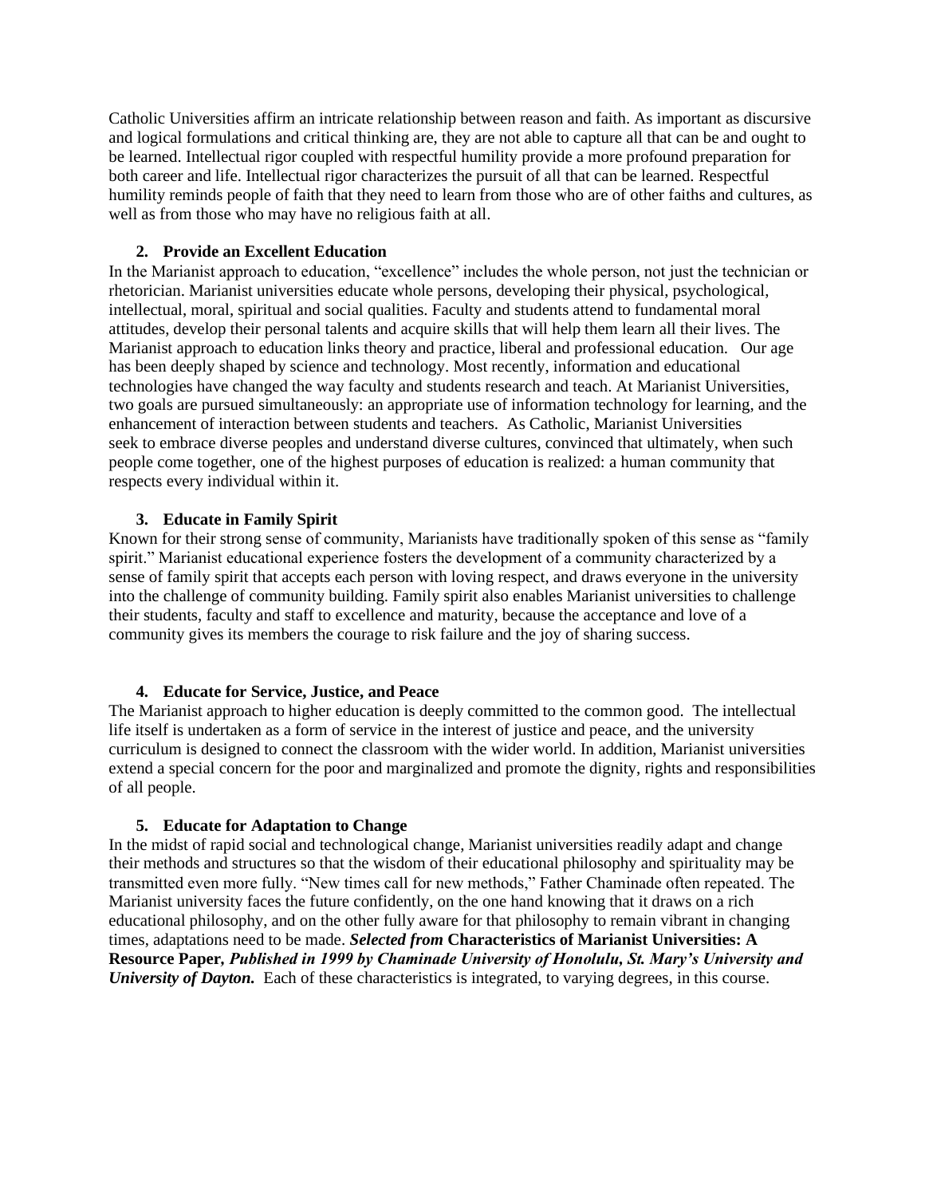Catholic Universities affirm an intricate relationship between reason and faith. As important as discursive and logical formulations and critical thinking are, they are not able to capture all that can be and ought to be learned. Intellectual rigor coupled with respectful humility provide a more profound preparation for both career and life. Intellectual rigor characterizes the pursuit of all that can be learned. Respectful humility reminds people of faith that they need to learn from those who are of other faiths and cultures, as well as from those who may have no religious faith at all.

**2. Provide an Excellent Education**

In the Marianist approach to education, "excellence" includes the whole person, not just the technician or rhetorician. Marianist universities educate whole persons, developing their physical, psychological, intellectual, moral, spiritual and social qualities. Faculty and students attend to fundamental moral attitudes, develop their personal talents and acquire skills that will help them learn all their lives. The Marianist approach to education links theory and practice, liberal and professional education. Our age has been deeply shaped by science and technology. Most recently, information and educational technologies have changed the way faculty and students research and teach. At Marianist Universities, two goals are pursued simultaneously: an appropriate use of information technology for learning, and the enhancement of interaction between students and teachers. As Catholic, Marianist Universities seek to embrace diverse peoples and understand diverse cultures, convinced that ultimately, when such people come together, one of the highest purposes of education is realized: a human community that respects every individual within it.

**3. Educate in Family Spirit**

Known for their strong sense of community, Marianists have traditionally spoken of this sense as "family spirit." Marianist educational experience fosters the development of a community characterized by a sense of family spirit that accepts each person with loving respect, and draws everyone in the university into the challenge of community building. Family spirit also enables Marianist universities to challenge their students, faculty and staff to excellence and maturity, because the acceptance and love of a community gives its members the courage to risk failure and the joy of sharing success.

**4. Educate for Service, Justice, and Peace**

The Marianist approach to higher education is deeply committed to the common good. The intellectual life itself is undertaken as a form of service in the interest of justice and peace, and the university curriculum is designed to connect the classroom with the wider world. In addition, Marianist universities extend a special concern for the poor and marginalized and promote the dignity, rights and responsibilities of all people.

**5. Educate for Adaptation to Change**

In the midst of rapid social and technological change, Marianist universities readily adapt and change their methods and structures so that the wisdom of their educational philosophy and spirituality may be transmitted even more fully. "New times call for new methods," Father Chaminade often repeated. The Marianist university faces the future confidently, on the one hand knowing that it draws on a rich educational philosophy, and on the other fully aware for that philosophy to remain vibrant in changing times, adaptations need to be made. ***Selected from* Characteristics of Marianist Universities: A Resource Paper,** ***Published in 1999 by Chaminade University of Honolulu, St. Mary's University and University of Dayton.*** Each of these characteristics is integrated, to varying degrees, in this course.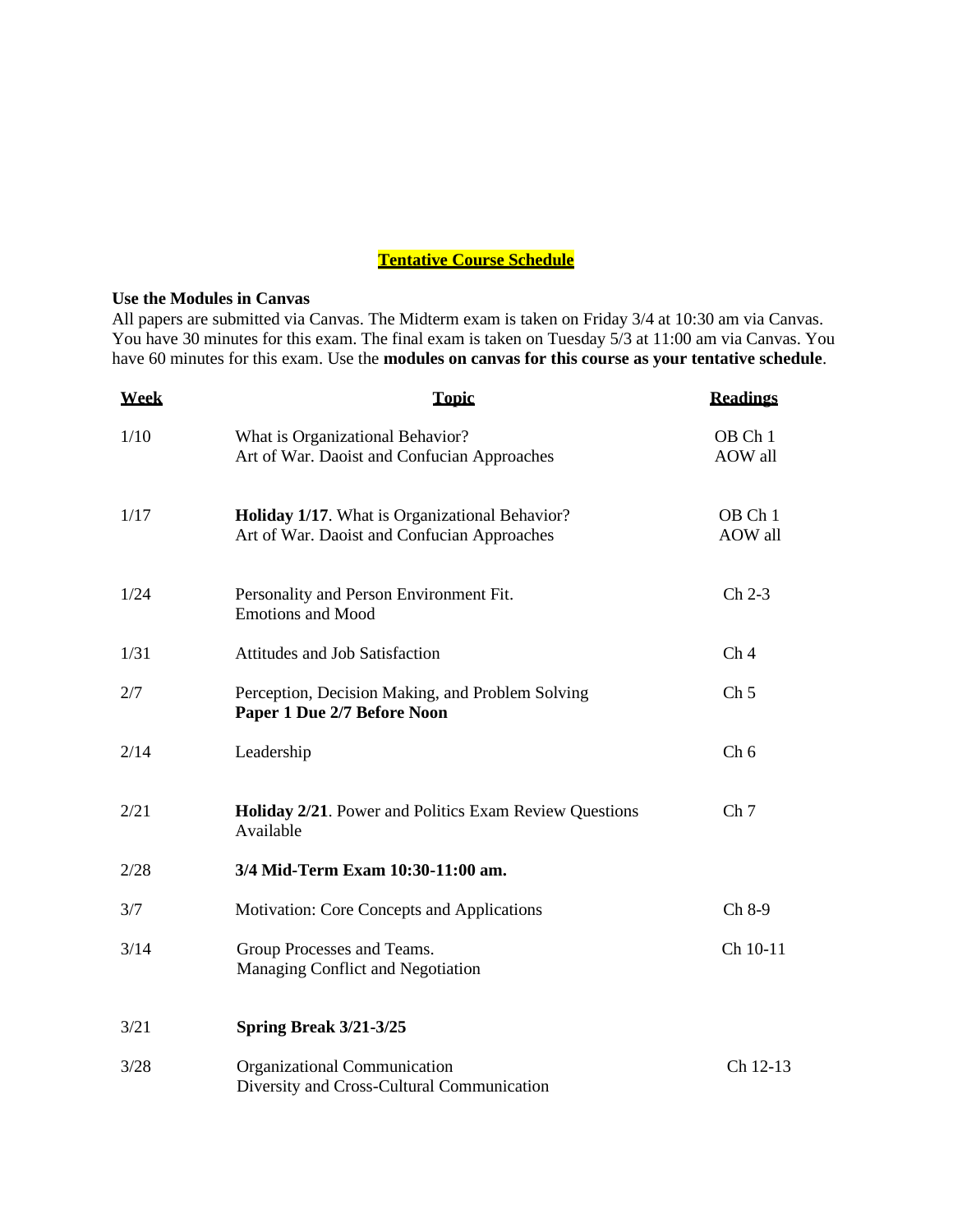## Tentative Course Schedule

**Use the Modules in Canvas**

All papers are submitted via Canvas. The Midterm exam is taken on Friday 3/4 at 10:30 am via Canvas. You have 30 minutes for this exam. The final exam is taken on Tuesday 5/3 at 11:00 am via Canvas. You have 60 minutes for this exam. Use the **modules on canvas for this course as your tentative schedule**.

| Week | Topic | Readings |
|---|---|---|
| 1/10 | What is Organizational Behavior?<br>Art of War. Daoist and Confucian Approaches | OB Ch 1<br>AOW all |
| 1/17 | **Holiday 1/17**. What is Organizational Behavior?<br>Art of War. Daoist and Confucian Approaches | OB Ch 1<br>AOW all |
| 1/24 | Personality and Person Environment Fit.<br>Emotions and Mood | Ch 2-3 |
| 1/31 | Attitudes and Job Satisfaction | Ch 4 |
| 2/7 | Perception, Decision Making, and Problem Solving<br>**Paper 1 Due 2/7 Before Noon** | Ch 5 |
| 2/14 | Leadership | Ch 6 |
| 2/21 | **Holiday 2/21**. Power and Politics Exam Review Questions Available | Ch 7 |
| 2/28 | **3/4 Mid-Term Exam 10:30-11:00 am.** | |
| 3/7 | Motivation: Core Concepts and Applications | Ch 8-9 |
| 3/14 | Group Processes and Teams.<br>Managing Conflict and Negotiation | Ch 10-11 |
| 3/21 | **Spring Break 3/21-3/25** | |
| 3/28 | Organizational Communication<br>Diversity and Cross-Cultural Communication | Ch 12-13 |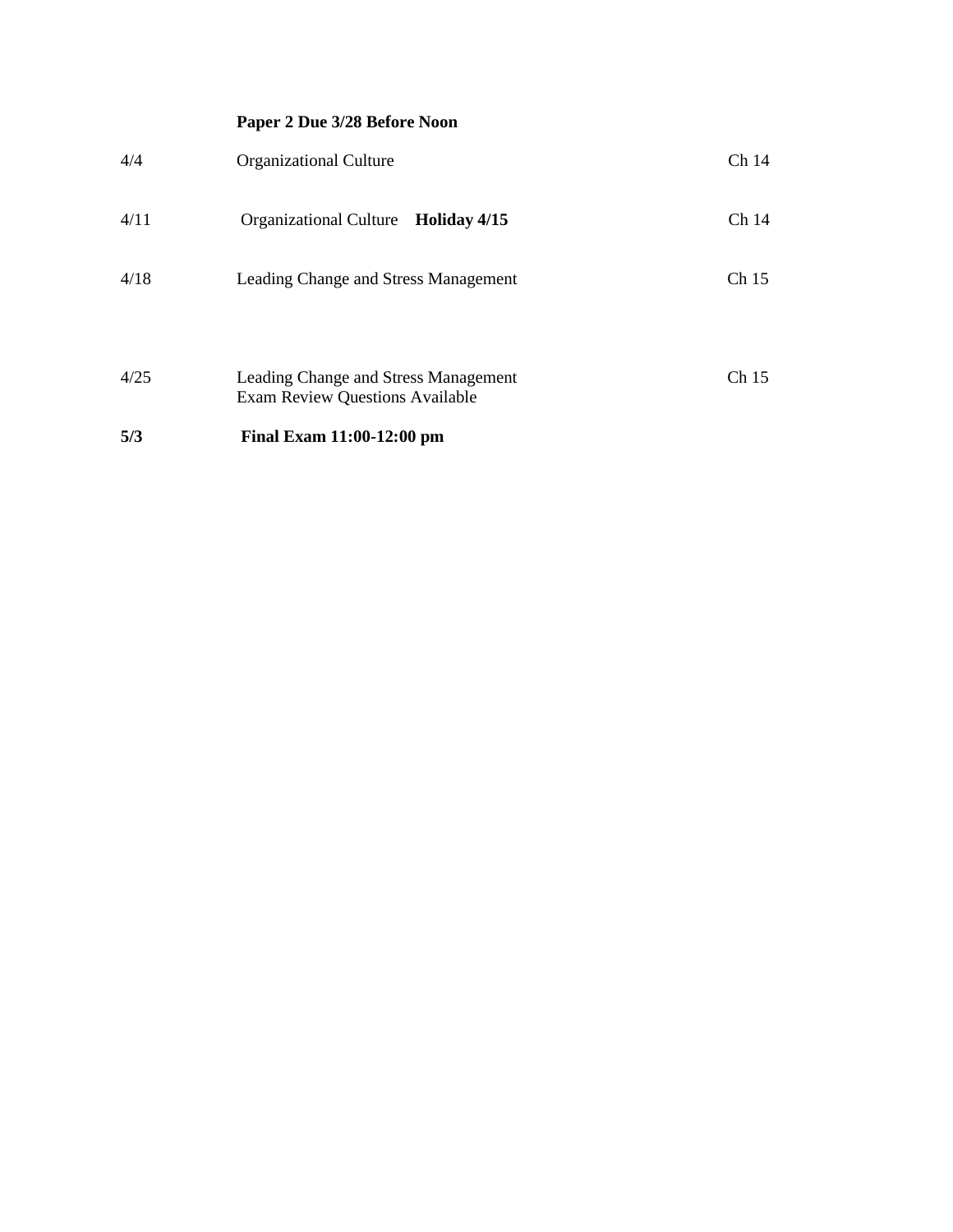| | | |
|---|---|---|
| | **Paper 2 Due 3/28 Before Noon** | |
| 4/4 | Organizational Culture | Ch 14 |
| 4/11 | Organizational Culture **Holiday 4/15** | Ch 14 |
| 4/18 | Leading Change and Stress Management | Ch 15 |
| 4/25 | Leading Change and Stress Management<br>Exam Review Questions Available | Ch 15 |
| **5/3** | **Final Exam 11:00-12:00 pm** | |